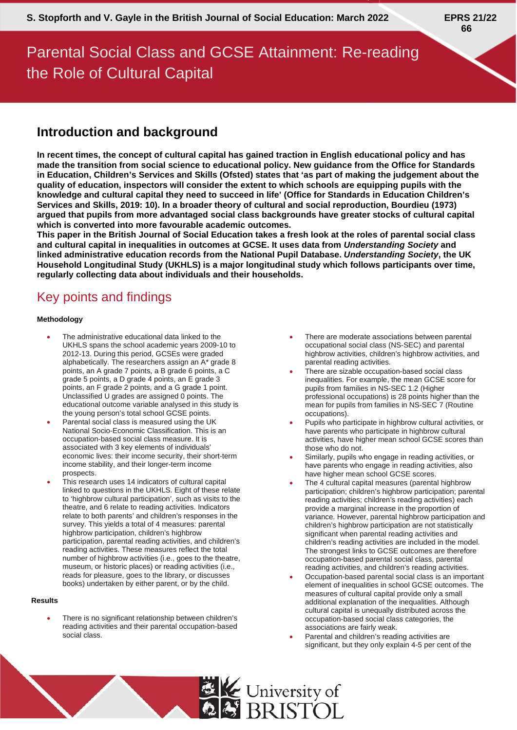S. Stopforth and V. Gayle in the British Journal of Social Education: March 2022

EPRS 21/22 66

# Parental Social Class and GCSE Attainment: Re-reading the Role of Cultural Capital

## Introduction and background

**In recent times, the concept of cultural capital has gained traction in English educational policy and has made the transition from social science to educational policy. New guidance from the Office for Standards in Education, Children's Services and Skills (Ofsted) states that 'as part of making the judgement about the quality of education, inspectors will consider the extent to which schools are equipping pupils with the knowledge and cultural capital they need to succeed in life' (Office for Standards in Education Children's Services and Skills, 2019: 10). In a broader theory of cultural and social reproduction, Bourdieu (1973) argued that pupils from more advantaged social class backgrounds have greater stocks of cultural capital which is converted into more favourable academic outcomes.**

**This paper in the British Journal of Social Education takes a fresh look at the roles of parental social class and cultural capital in inequalities in outcomes at GCSE. It uses data from *Understanding Society* and linked administrative education records from the National Pupil Database. *Understanding Society*, the UK Household Longitudinal Study (UKHLS) is a major longitudinal study which follows participants over time, regularly collecting data about individuals and their households.**

## Key points and findings

### Methodology

- The administrative educational data linked to the UKHLS spans the school academic years 2009-10 to 2012-13. During this period, GCSEs were graded alphabetically. The researchers assign an A* grade 8 points, an A grade 7 points, a B grade 6 points, a C grade 5 points, a D grade 4 points, an E grade 3 points, an F grade 2 points, and a G grade 1 point. Unclassified U grades are assigned 0 points. The educational outcome variable analysed in this study is the young person's total school GCSE points.
- Parental social class is measured using the UK National Socio-Economic Classification. This is an occupation-based social class measure. It is associated with 3 key elements of individuals' economic lives: their income security, their short-term income stability, and their longer-term income prospects.
- This research uses 14 indicators of cultural capital linked to questions in the UKHLS. Eight of these relate to 'highbrow cultural participation', such as visits to the theatre, and 6 relate to reading activities. Indicators relate to both parents' and children's responses in the survey. This yields a total of 4 measures: parental highbrow participation, children's highbrow participation, parental reading activities, and children's reading activities. These measures reflect the total number of highbrow activities (i.e., goes to the theatre, museum, or historic places) or reading activities (i.e., reads for pleasure, goes to the library, or discusses books) undertaken by either parent, or by the child.

### Results

- There is no significant relationship between children's reading activities and their parental occupation-based social class.
- There are moderate associations between parental occupational social class (NS-SEC) and parental highbrow activities, children's highbrow activities, and parental reading activities.
- There are sizable occupation-based social class inequalities. For example, the mean GCSE score for pupils from families in NS-SEC 1.2 (Higher professional occupations) is 28 points higher than the mean for pupils from families in NS-SEC 7 (Routine occupations).
- Pupils who participate in highbrow cultural activities, or have parents who participate in highbrow cultural activities, have higher mean school GCSE scores than those who do not.
- Similarly, pupils who engage in reading activities, or have parents who engage in reading activities, also have higher mean school GCSE scores.
- The 4 cultural capital measures (parental highbrow participation; children's highbrow participation; parental reading activities; children's reading activities) each provide a marginal increase in the proportion of variance. However, parental highbrow participation and children's highbrow participation are not statistically significant when parental reading activities and children's reading activities are included in the model. The strongest links to GCSE outcomes are therefore occupation-based parental social class, parental reading activities, and children's reading activities.
- Occupation-based parental social class is an important element of inequalities in school GCSE outcomes. The measures of cultural capital provide only a small additional explanation of the inequalities. Although cultural capital is unequally distributed across the occupation-based social class categories, the associations are fairly weak.
- Parental and children's reading activities are significant, but they only explain 4-5 per cent of the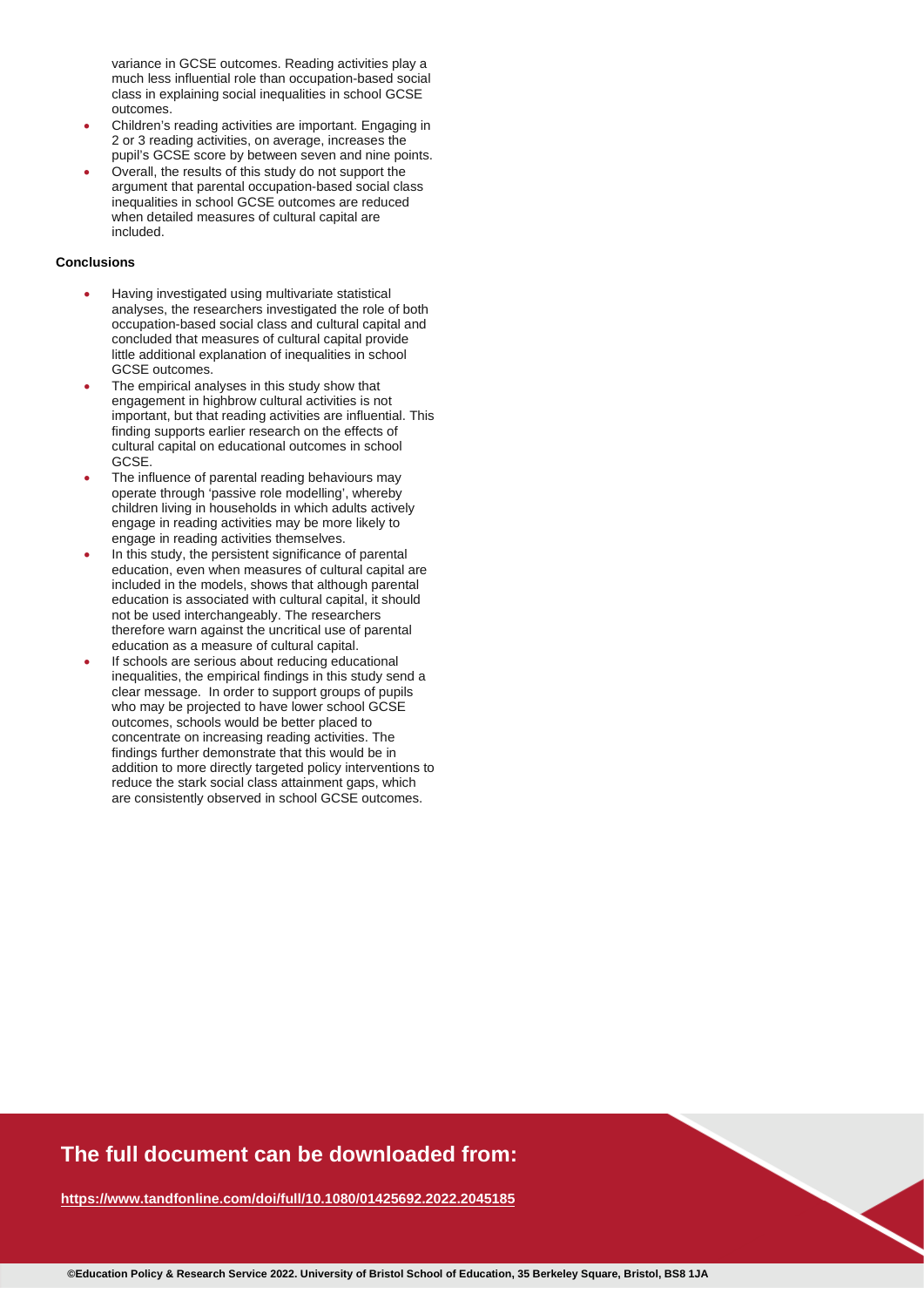variance in GCSE outcomes. Reading activities play a much less influential role than occupation-based social class in explaining social inequalities in school GCSE outcomes.

- Children's reading activities are important. Engaging in 2 or 3 reading activities, on average, increases the pupil's GCSE score by between seven and nine points.
- Overall, the results of this study do not support the argument that parental occupation-based social class inequalities in school GCSE outcomes are reduced when detailed measures of cultural capital are included.

**Conclusions**

- Having investigated using multivariate statistical analyses, the researchers investigated the role of both occupation-based social class and cultural capital and concluded that measures of cultural capital provide little additional explanation of inequalities in school GCSE outcomes.
- The empirical analyses in this study show that engagement in highbrow cultural activities is not important, but that reading activities are influential. This finding supports earlier research on the effects of cultural capital on educational outcomes in school GCSE.
- The influence of parental reading behaviours may operate through 'passive role modelling', whereby children living in households in which adults actively engage in reading activities may be more likely to engage in reading activities themselves.
- In this study, the persistent significance of parental education, even when measures of cultural capital are included in the models, shows that although parental education is associated with cultural capital, it should not be used interchangeably. The researchers therefore warn against the uncritical use of parental education as a measure of cultural capital.
- If schools are serious about reducing educational inequalities, the empirical findings in this study send a clear message. In order to support groups of pupils who may be projected to have lower school GCSE outcomes, schools would be better placed to concentrate on increasing reading activities. The findings further demonstrate that this would be in addition to more directly targeted policy interventions to reduce the stark social class attainment gaps, which are consistently observed in school GCSE outcomes.

## The full document can be downloaded from:

**https://www.tandfonline.com/doi/full/10.1080/01425692.2022.2045185**

**©Education Policy & Research Service 2022. University of Bristol School of Education, 35 Berkeley Square, Bristol, BS8 1JA**